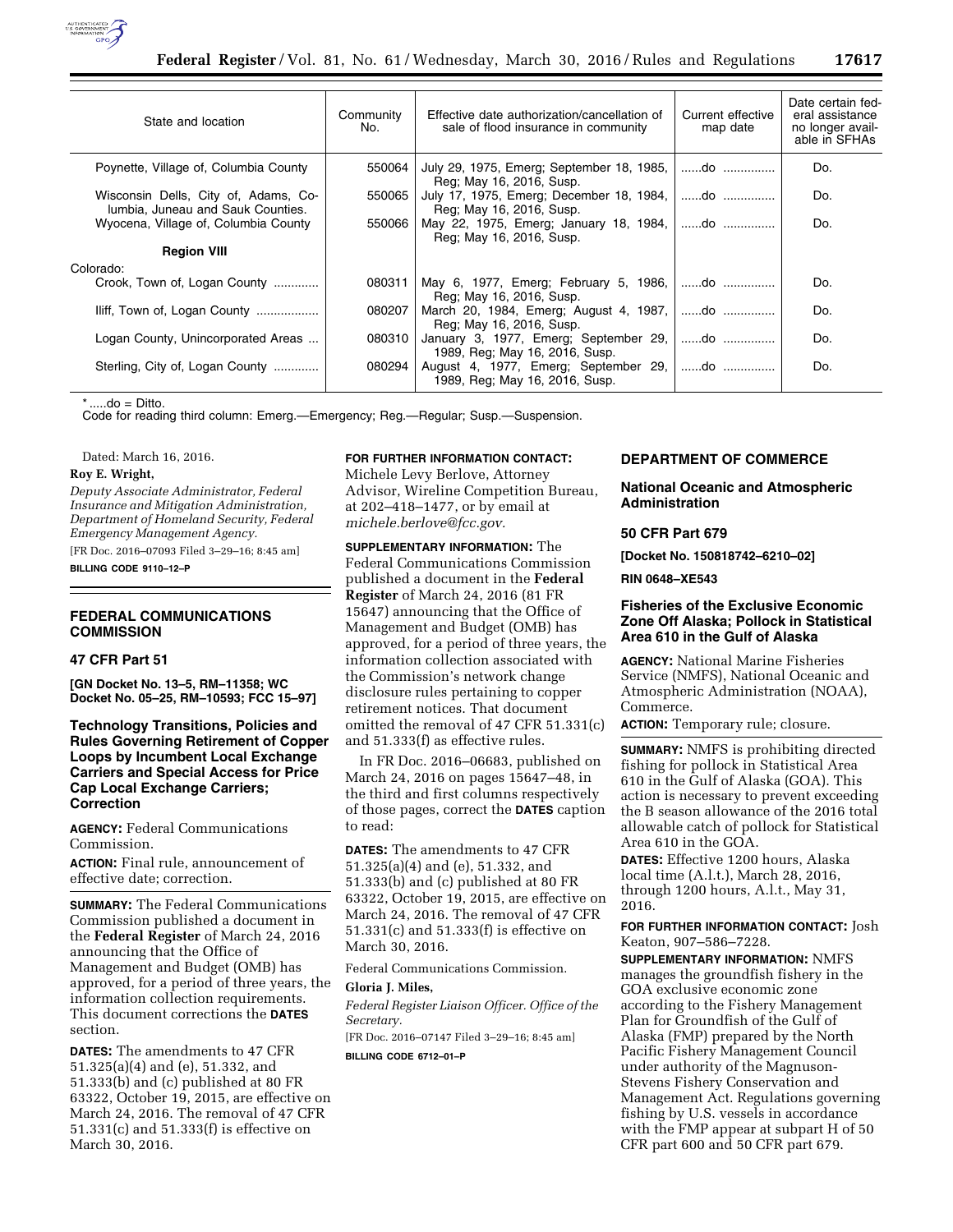| State and location | Community No. | Effective date authorization/cancellation of sale of flood insurance in community | Current effective map date | Date certain federal assistance no longer available in SFHAs |
|---|---|---|---|---|
| Poynette, Village of, Columbia County | 550064 | July 29, 1975, Emerg; September 18, 1985, Reg; May 16, 2016, Susp. | ......do ............... | Do. |
| Wisconsin Dells, City of, Adams, Columbia, Juneau and Sauk Counties. | 550065 | July 17, 1975, Emerg; December 18, 1984, Reg; May 16, 2016, Susp. | ......do ............... | Do. |
| Wyocena, Village of, Columbia County | 550066 | May 22, 1975, Emerg; January 18, 1984, Reg; May 16, 2016, Susp. | ......do ............... | Do. |
| **Region VIII** | | | | |
| Colorado: | | | | |
| Crook, Town of, Logan County ............ | 080311 | May 6, 1977, Emerg; February 5, 1986, Reg; May 16, 2016, Susp. | ......do ............... | Do. |
| Iliff, Town of, Logan County ................. | 080207 | March 20, 1984, Emerg; August 4, 1987, Reg; May 16, 2016, Susp. | ......do ............... | Do. |
| Logan County, Unincorporated Areas ... | 080310 | January 3, 1977, Emerg; September 29, 1989, Reg; May 16, 2016, Susp. | ......do ............... | Do. |
| Sterling, City of, Logan County ............ | 080294 | August 4, 1977, Emerg; September 29, 1989, Reg; May 16, 2016, Susp. | ......do ............... | Do. |

*.....do = Ditto.

Code for reading third column: Emerg.—Emergency; Reg.—Regular; Susp.—Suspension.

Dated: March 16, 2016.

**Roy E. Wright,**

*Deputy Associate Administrator, Federal Insurance and Mitigation Administration, Department of Homeland Security, Federal Emergency Management Agency.*

[FR Doc. 2016–07093 Filed 3–29–16; 8:45 am]

**BILLING CODE 9110–12–P**

## FEDERAL COMMUNICATIONS COMMISSION

### 47 CFR Part 51

**[GN Docket No. 13–5, RM–11358; WC Docket No. 05–25, RM–10593; FCC 15–97]**

### Technology Transitions, Policies and Rules Governing Retirement of Copper Loops by Incumbent Local Exchange Carriers and Special Access for Price Cap Local Exchange Carriers; Correction

**AGENCY:** Federal Communications Commission.

**ACTION:** Final rule, announcement of effective date; correction.

**SUMMARY:** The Federal Communications Commission published a document in the **Federal Register** of March 24, 2016 announcing that the Office of Management and Budget (OMB) has approved, for a period of three years, the information collection requirements. This document corrections the **DATES** section.

**DATES:** The amendments to 47 CFR 51.325(a)(4) and (e), 51.332, and 51.333(b) and (c) published at 80 FR 63322, October 19, 2015, are effective on March 24, 2016. The removal of 47 CFR 51.331(c) and 51.333(f) is effective on March 30, 2016.

**FOR FURTHER INFORMATION CONTACT:** Michele Levy Berlove, Attorney Advisor, Wireline Competition Bureau, at 202–418–1477, or by email at *michele.berlove@fcc.gov.*

**SUPPLEMENTARY INFORMATION:** The Federal Communications Commission published a document in the **Federal Register** of March 24, 2016 (81 FR 15647) announcing that the Office of Management and Budget (OMB) has approved, for a period of three years, the information collection associated with the Commission's network change disclosure rules pertaining to copper retirement notices. That document omitted the removal of 47 CFR 51.331(c) and 51.333(f) as effective rules.

In FR Doc. 2016–06683, published on March 24, 2016 on pages 15647–48, in the third and first columns respectively of those pages, correct the **DATES** caption to read:

**DATES:** The amendments to 47 CFR 51.325(a)(4) and (e), 51.332, and 51.333(b) and (c) published at 80 FR 63322, October 19, 2015, are effective on March 24, 2016. The removal of 47 CFR 51.331(c) and 51.333(f) is effective on March 30, 2016.

Federal Communications Commission.

**Gloria J. Miles,**

*Federal Register Liaison Officer. Office of the Secretary.*

[FR Doc. 2016–07147 Filed 3–29–16; 8:45 am]

**BILLING CODE 6712–01–P**

## DEPARTMENT OF COMMERCE

### National Oceanic and Atmospheric Administration

### 50 CFR Part 679

**[Docket No. 150818742–6210–02]**

**RIN 0648–XE543**

### Fisheries of the Exclusive Economic Zone Off Alaska; Pollock in Statistical Area 610 in the Gulf of Alaska

**AGENCY:** National Marine Fisheries Service (NMFS), National Oceanic and Atmospheric Administration (NOAA), Commerce.

**ACTION:** Temporary rule; closure.

**SUMMARY:** NMFS is prohibiting directed fishing for pollock in Statistical Area 610 in the Gulf of Alaska (GOA). This action is necessary to prevent exceeding the B season allowance of the 2016 total allowable catch of pollock for Statistical Area 610 in the GOA.

**DATES:** Effective 1200 hours, Alaska local time (A.l.t.), March 28, 2016, through 1200 hours, A.l.t., May 31, 2016.

**FOR FURTHER INFORMATION CONTACT:** Josh Keaton, 907–586–7228.

**SUPPLEMENTARY INFORMATION:** NMFS manages the groundfish fishery in the GOA exclusive economic zone according to the Fishery Management Plan for Groundfish of the Gulf of Alaska (FMP) prepared by the North Pacific Fishery Management Council under authority of the Magnuson-Stevens Fishery Conservation and Management Act. Regulations governing fishing by U.S. vessels in accordance with the FMP appear at subpart H of 50 CFR part 600 and 50 CFR part 679.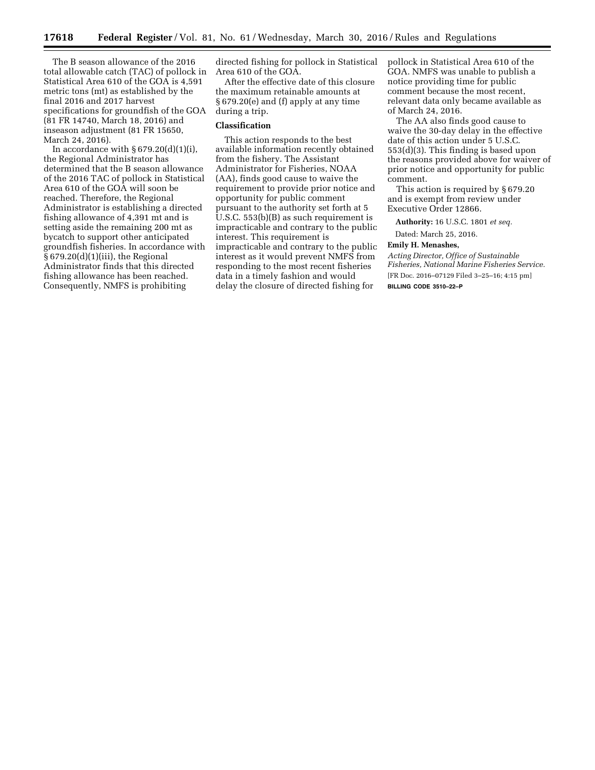The B season allowance of the 2016 total allowable catch (TAC) of pollock in Statistical Area 610 of the GOA is 4,591 metric tons (mt) as established by the final 2016 and 2017 harvest specifications for groundfish of the GOA (81 FR 14740, March 18, 2016) and inseason adjustment (81 FR 15650, March 24, 2016).

In accordance with § 679.20(d)(1)(i), the Regional Administrator has determined that the B season allowance of the 2016 TAC of pollock in Statistical Area 610 of the GOA will soon be reached. Therefore, the Regional Administrator is establishing a directed fishing allowance of 4,391 mt and is setting aside the remaining 200 mt as bycatch to support other anticipated groundfish fisheries. In accordance with § 679.20(d)(1)(iii), the Regional Administrator finds that this directed fishing allowance has been reached. Consequently, NMFS is prohibiting directed fishing for pollock in Statistical Area 610 of the GOA.

After the effective date of this closure the maximum retainable amounts at § 679.20(e) and (f) apply at any time during a trip.

## Classification

This action responds to the best available information recently obtained from the fishery. The Assistant Administrator for Fisheries, NOAA (AA), finds good cause to waive the requirement to provide prior notice and opportunity for public comment pursuant to the authority set forth at 5 U.S.C. 553(b)(B) as such requirement is impracticable and contrary to the public interest. This requirement is impracticable and contrary to the public interest as it would prevent NMFS from responding to the most recent fisheries data in a timely fashion and would delay the closure of directed fishing for pollock in Statistical Area 610 of the GOA. NMFS was unable to publish a notice providing time for public comment because the most recent, relevant data only became available as of March 24, 2016.

The AA also finds good cause to waive the 30-day delay in the effective date of this action under 5 U.S.C. 553(d)(3). This finding is based upon the reasons provided above for waiver of prior notice and opportunity for public comment.

This action is required by § 679.20 and is exempt from review under Executive Order 12866.

**Authority:** 16 U.S.C. 1801 *et seq.*

Dated: March 25, 2016.

**Emily H. Menashes,**

*Acting Director, Office of Sustainable Fisheries, National Marine Fisheries Service.*

[FR Doc. 2016–07129 Filed 3–25–16; 4:15 pm]

**BILLING CODE 3510–22–P**